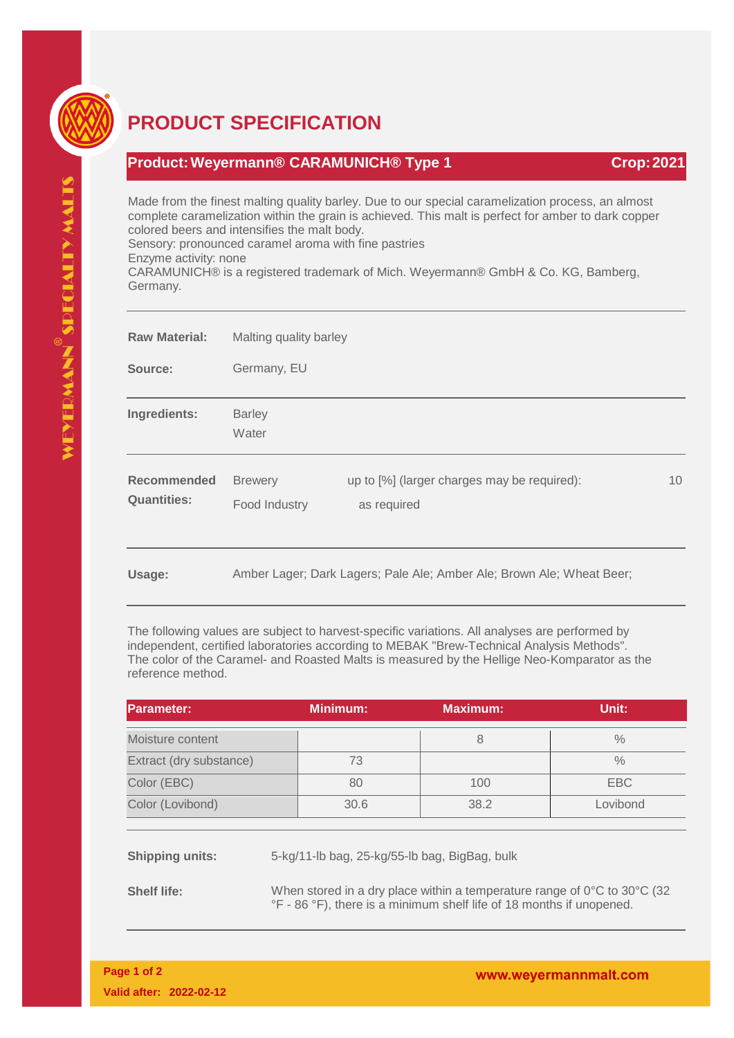# PRODUCT SPECIFICATION

## Product: Weyermann® CARAMUNICH® Type 1 — Crop: 2021

Made from the finest malting quality barley. Due to our special caramelization process, an almost complete caramelization within the grain is achieved. This malt is perfect for amber to dark copper colored beers and intensifies the malt body.
Sensory: pronounced caramel aroma with fine pastries
Enzyme activity: none
CARAMUNICH® is a registered trademark of Mich. Weyermann® GmbH & Co. KG, Bamberg, Germany.

**Raw Material:** Malting quality barley

**Source:** Germany, EU

**Ingredients:** Barley
Water

| | | | |
|---|---|---|---|
| **Recommended Quantities:** | Brewery | up to [%] (larger charges may be required): | 10 |
| | Food Industry | as required | |

**Usage:** Amber Lager; Dark Lagers; Pale Ale; Amber Ale; Brown Ale; Wheat Beer;

The following values are subject to harvest-specific variations. All analyses are performed by independent, certified laboratories according to MEBAK "Brew-Technical Analysis Methods". The color of the Caramel- and Roasted Malts is measured by the Hellige Neo-Komparator as the reference method.

| Parameter: | Minimum: | Maximum: | Unit: |
|---|---|---|---|
| Moisture content | | 8 | % |
| Extract (dry substance) | 73 | | % |
| Color (EBC) | 80 | 100 | EBC |
| Color (Lovibond) | 30.6 | 38.2 | Lovibond |

**Shipping units:** 5-kg/11-lb bag, 25-kg/55-lb bag, BigBag, bulk

**Shelf life:** When stored in a dry place within a temperature range of 0°C to 30°C (32 °F - 86 °F), there is a minimum shelf life of 18 months if unopened.

Valid after: 2022-02-12

www.weyermannmalt.com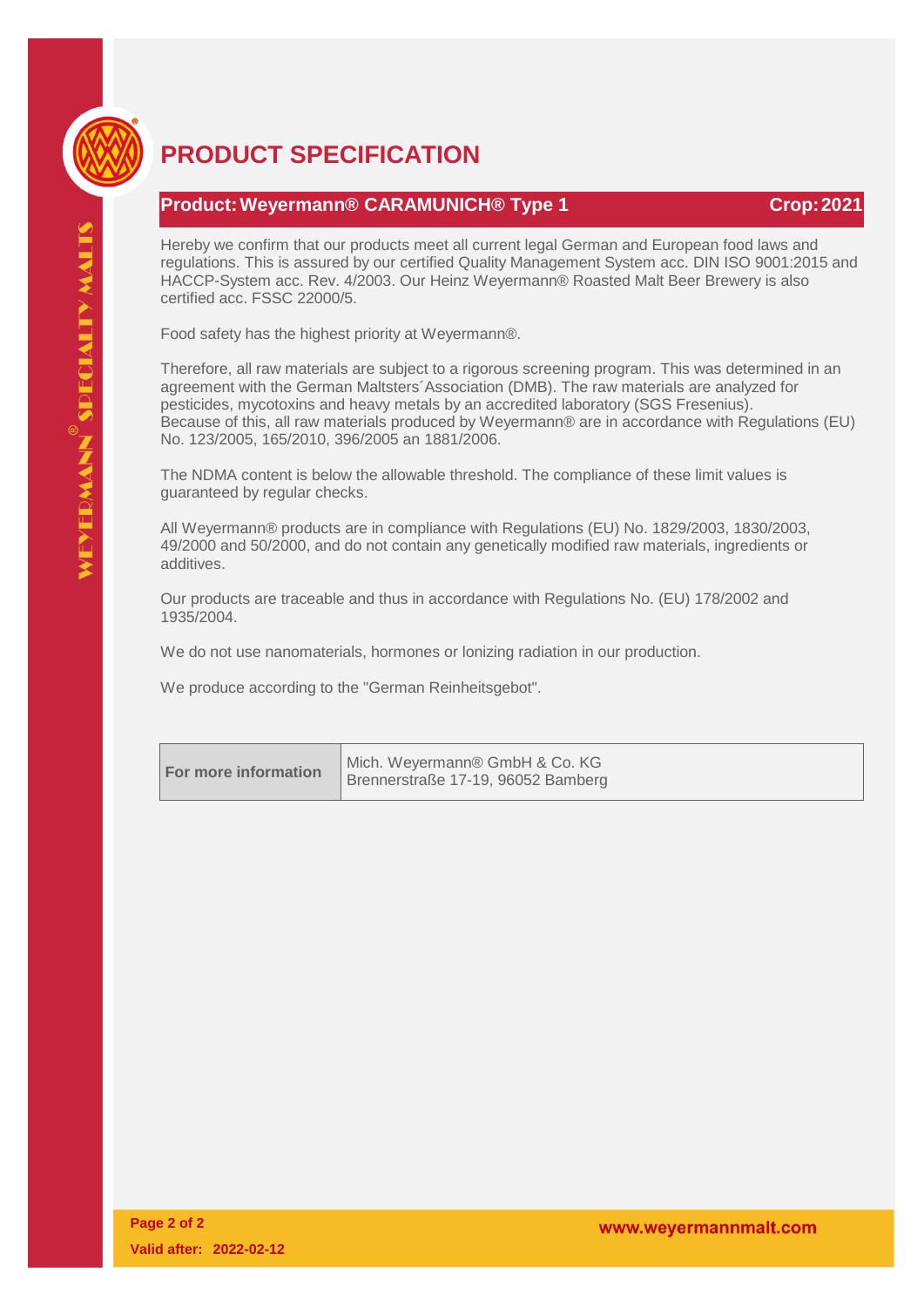# PRODUCT SPECIFICATION

**Product: Weyermann® CARAMUNICH® Type 1** **Crop: 2021**

Hereby we confirm that our products meet all current legal German and European food laws and regulations. This is assured by our certified Quality Management System acc. DIN ISO 9001:2015 and HACCP-System acc. Rev. 4/2003. Our Heinz Weyermann® Roasted Malt Beer Brewery is also certified acc. FSSC 22000/5.

Food safety has the highest priority at Weyermann®.

Therefore, all raw materials are subject to a rigorous screening program. This was determined in an agreement with the German Maltsters´Association (DMB). The raw materials are analyzed for pesticides, mycotoxins and heavy metals by an accredited laboratory (SGS Fresenius). Because of this, all raw materials produced by Weyermann® are in accordance with Regulations (EU) No. 123/2005, 165/2010, 396/2005 an 1881/2006.

The NDMA content is below the allowable threshold. The compliance of these limit values is guaranteed by regular checks.

All Weyermann® products are in compliance with Regulations (EU) No. 1829/2003, 1830/2003, 49/2000 and 50/2000, and do not contain any genetically modified raw materials, ingredients or additives.

Our products are traceable and thus in accordance with Regulations No. (EU) 178/2002 and 1935/2004.

We do not use nanomaterials, hormones or Ionizing radiation in our production.

We produce according to the "German Reinheitsgebot".

| | |
|---|---|
| **For more information** | Mich. Weyermann® GmbH & Co. KG<br>Brennerstraße 17-19, 96052 Bamberg |

**Valid after: 2022-02-12**

**www.weyermannmalt.com**